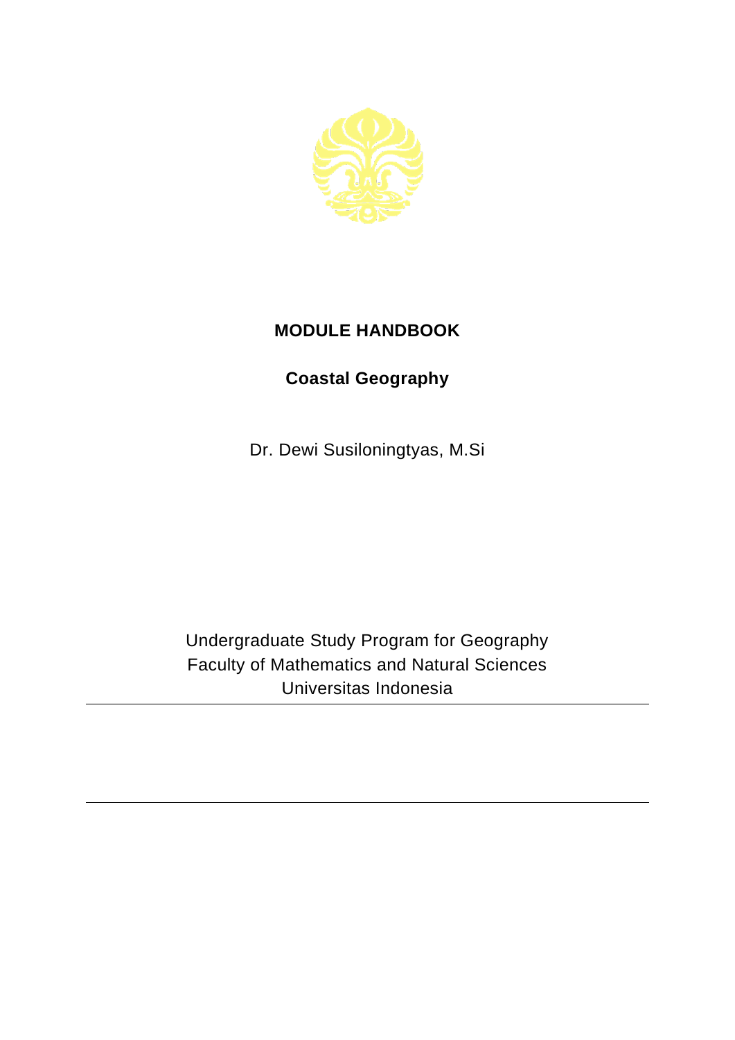# MODULE HANDBOOK

## Coastal Geography

Dr. Dewi Susiloningtyas, M.Si

Undergraduate Study Program for Geography
Faculty of Mathematics and Natural Sciences
Universitas Indonesia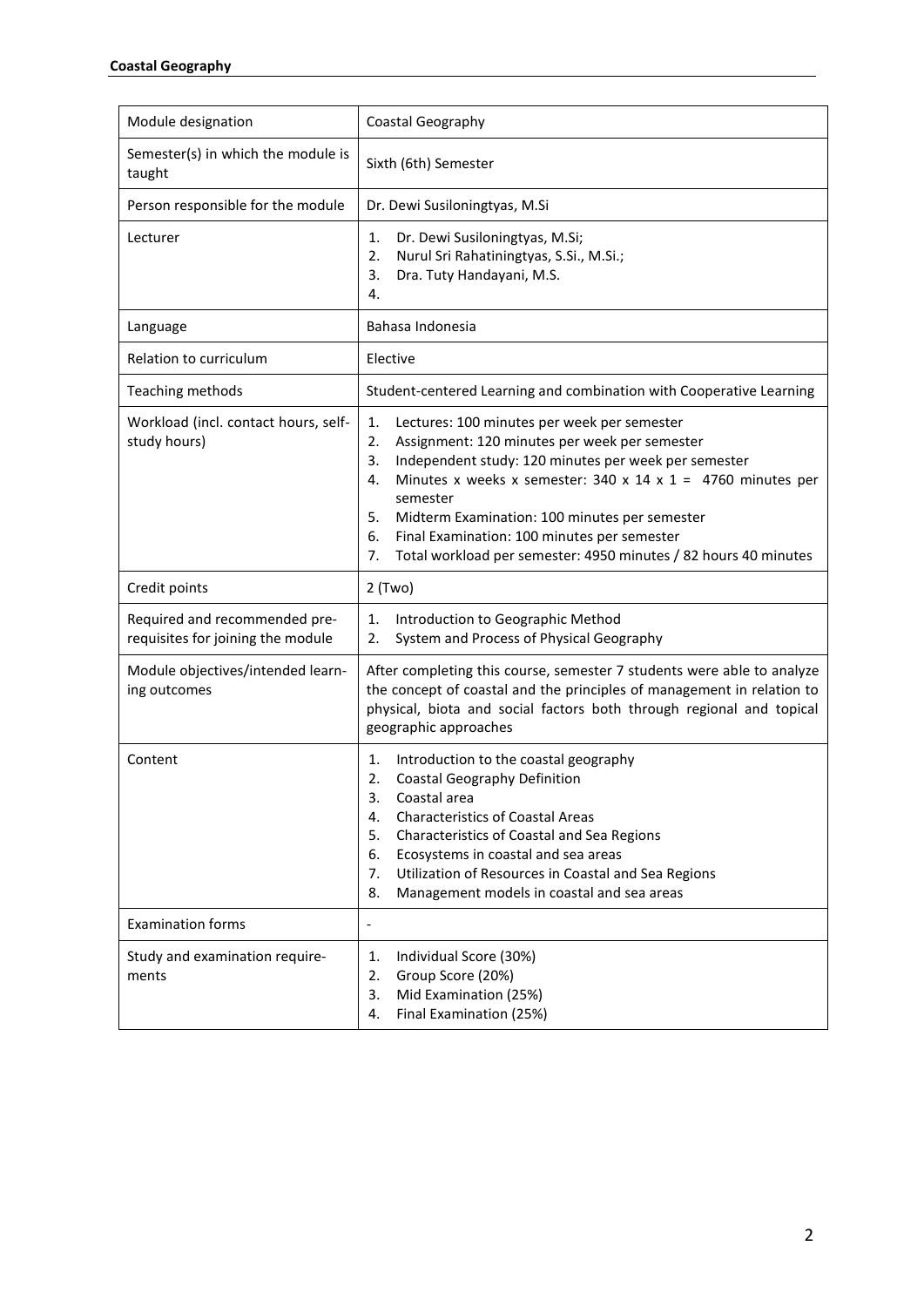| Module designation | Coastal Geography |
|---|---|
| Semester(s) in which the module is taught | Sixth (6th) Semester |
| Person responsible for the module | Dr. Dewi Susiloningtyas, M.Si |
| Lecturer | 1. Dr. Dewi Susiloningtyas, M.Si;<br>2. Nurul Sri Rahatiningtyas, S.Si., M.Si.;<br>3. Dra. Tuty Handayani, M.S.<br>4. |
| Language | Bahasa Indonesia |
| Relation to curriculum | Elective |
| Teaching methods | Student-centered Learning and combination with Cooperative Learning |
| Workload (incl. contact hours, self-study hours) | 1. Lectures: 100 minutes per week per semester<br>2. Assignment: 120 minutes per week per semester<br>3. Independent study: 120 minutes per week per semester<br>4. Minutes x weeks x semester: 340 x 14 x 1 = 4760 minutes per semester<br>5. Midterm Examination: 100 minutes per semester<br>6. Final Examination: 100 minutes per semester<br>7. Total workload per semester: 4950 minutes / 82 hours 40 minutes |
| Credit points | 2 (Two) |
| Required and recommended pre-requisites for joining the module | 1. Introduction to Geographic Method<br>2. System and Process of Physical Geography |
| Module objectives/intended learning outcomes | After completing this course, semester 7 students were able to analyze the concept of coastal and the principles of management in relation to physical, biota and social factors both through regional and topical geographic approaches |
| Content | 1. Introduction to the coastal geography<br>2. Coastal Geography Definition<br>3. Coastal area<br>4. Characteristics of Coastal Areas<br>5. Characteristics of Coastal and Sea Regions<br>6. Ecosystems in coastal and sea areas<br>7. Utilization of Resources in Coastal and Sea Regions<br>8. Management models in coastal and sea areas |
| Examination forms | - |
| Study and examination requirements | 1. Individual Score (30%)<br>2. Group Score (20%)<br>3. Mid Examination (25%)<br>4. Final Examination (25%) |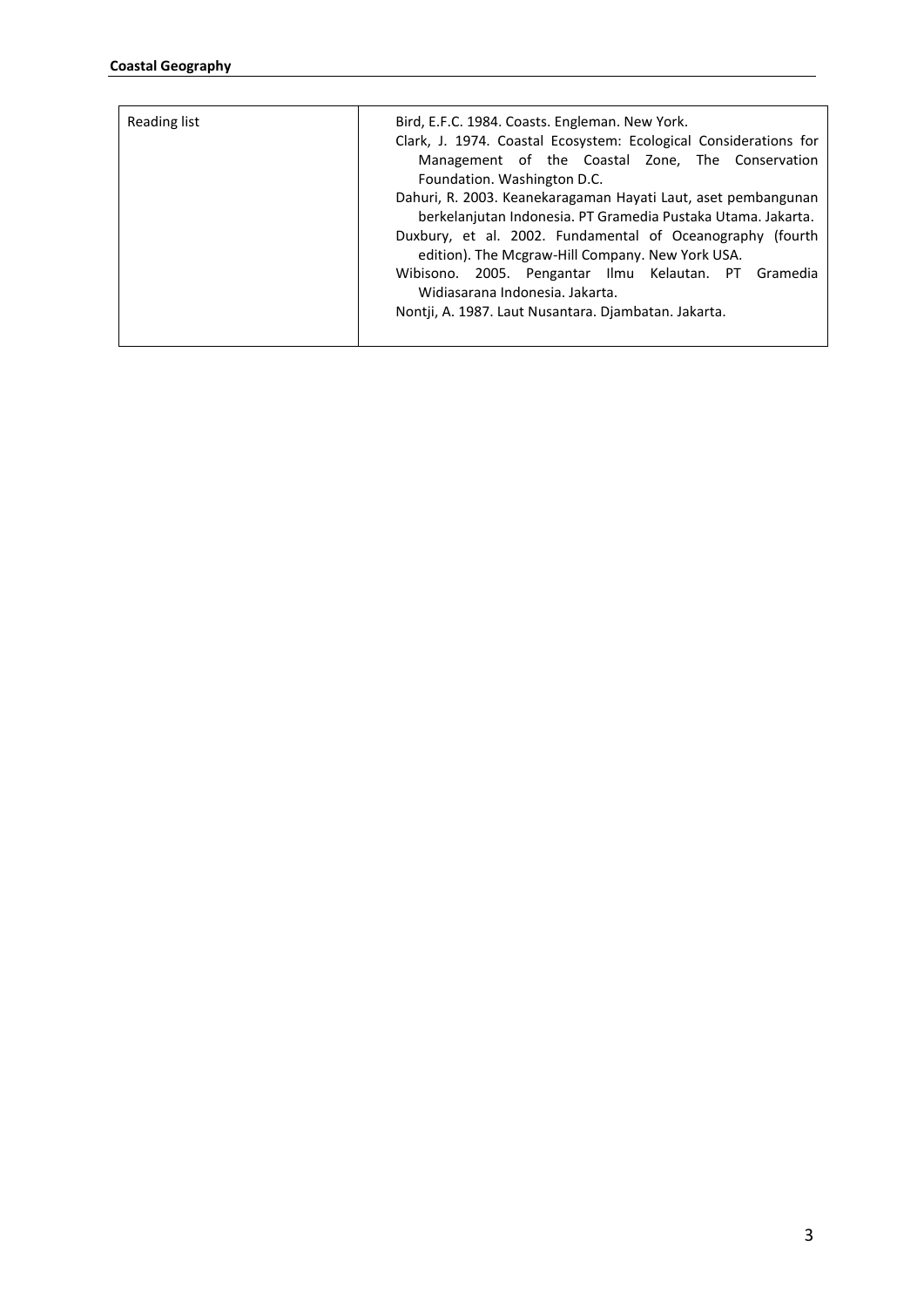| | |
|---|---|
| Reading list | Bird, E.F.C. 1984. Coasts. Engleman. New York.<br>Clark, J. 1974. Coastal Ecosystem: Ecological Considerations for Management of the Coastal Zone, The Conservation Foundation. Washington D.C.<br>Dahuri, R. 2003. Keanekaragaman Hayati Laut, aset pembangunan berkelanjutan Indonesia. PT Gramedia Pustaka Utama. Jakarta.<br>Duxbury, et al. 2002. Fundamental of Oceanography (fourth edition). The Mcgraw-Hill Company. New York USA.<br>Wibisono. 2005. Pengantar Ilmu Kelautan. PT Gramedia Widiasarana Indonesia. Jakarta.<br>Nontji, A. 1987. Laut Nusantara. Djambatan. Jakarta. |